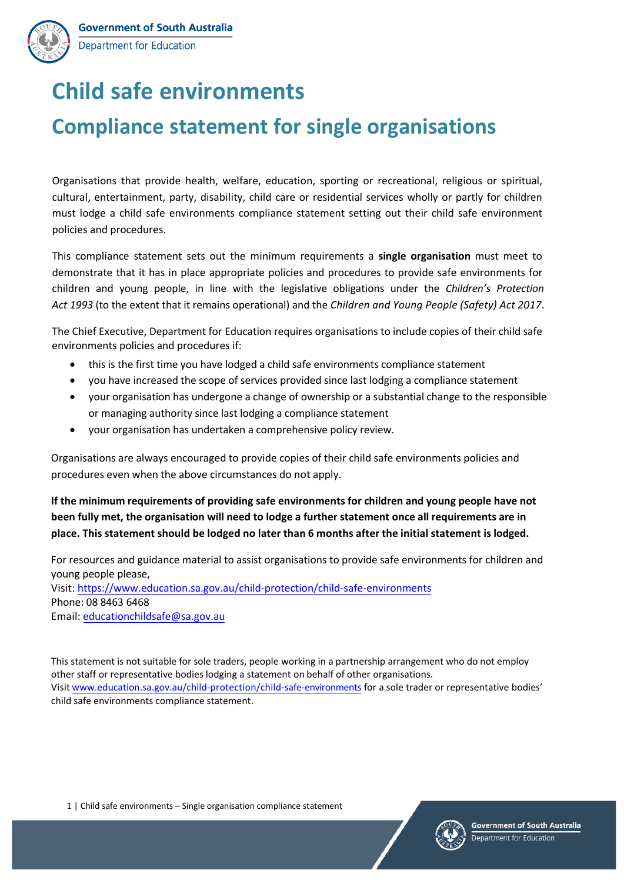# Child safe environments

# Compliance statement for single organisations

Organisations that provide health, welfare, education, sporting or recreational, religious or spiritual, cultural, entertainment, party, disability, child care or residential services wholly or partly for children must lodge a child safe environments compliance statement setting out their child safe environment policies and procedures.

This compliance statement sets out the minimum requirements a **single organisation** must meet to demonstrate that it has in place appropriate policies and procedures to provide safe environments for children and young people, in line with the legislative obligations under the *Children's Protection Act 1993* (to the extent that it remains operational) and the *Children and Young People (Safety) Act 2017*.

The Chief Executive, Department for Education requires organisations to include copies of their child safe environments policies and procedures if:

- this is the first time you have lodged a child safe environments compliance statement
- you have increased the scope of services provided since last lodging a compliance statement
- your organisation has undergone a change of ownership or a substantial change to the responsible or managing authority since last lodging a compliance statement
- your organisation has undertaken a comprehensive policy review.

Organisations are always encouraged to provide copies of their child safe environments policies and procedures even when the above circumstances do not apply.

**If the minimum requirements of providing safe environments for children and young people have not been fully met, the organisation will need to lodge a further statement once all requirements are in place. This statement should be lodged no later than 6 months after the initial statement is lodged.**

For resources and guidance material to assist organisations to provide safe environments for children and young people please,
Visit: https://www.education.sa.gov.au/child-protection/child-safe-environments
Phone: 08 8463 6468
Email: educationchildsafe@sa.gov.au

This statement is not suitable for sole traders, people working in a partnership arrangement who do not employ other staff or representative bodies lodging a statement on behalf of other organisations.
Visit www.education.sa.gov.au/child-protection/child-safe-environments for a sole trader or representative bodies' child safe environments compliance statement.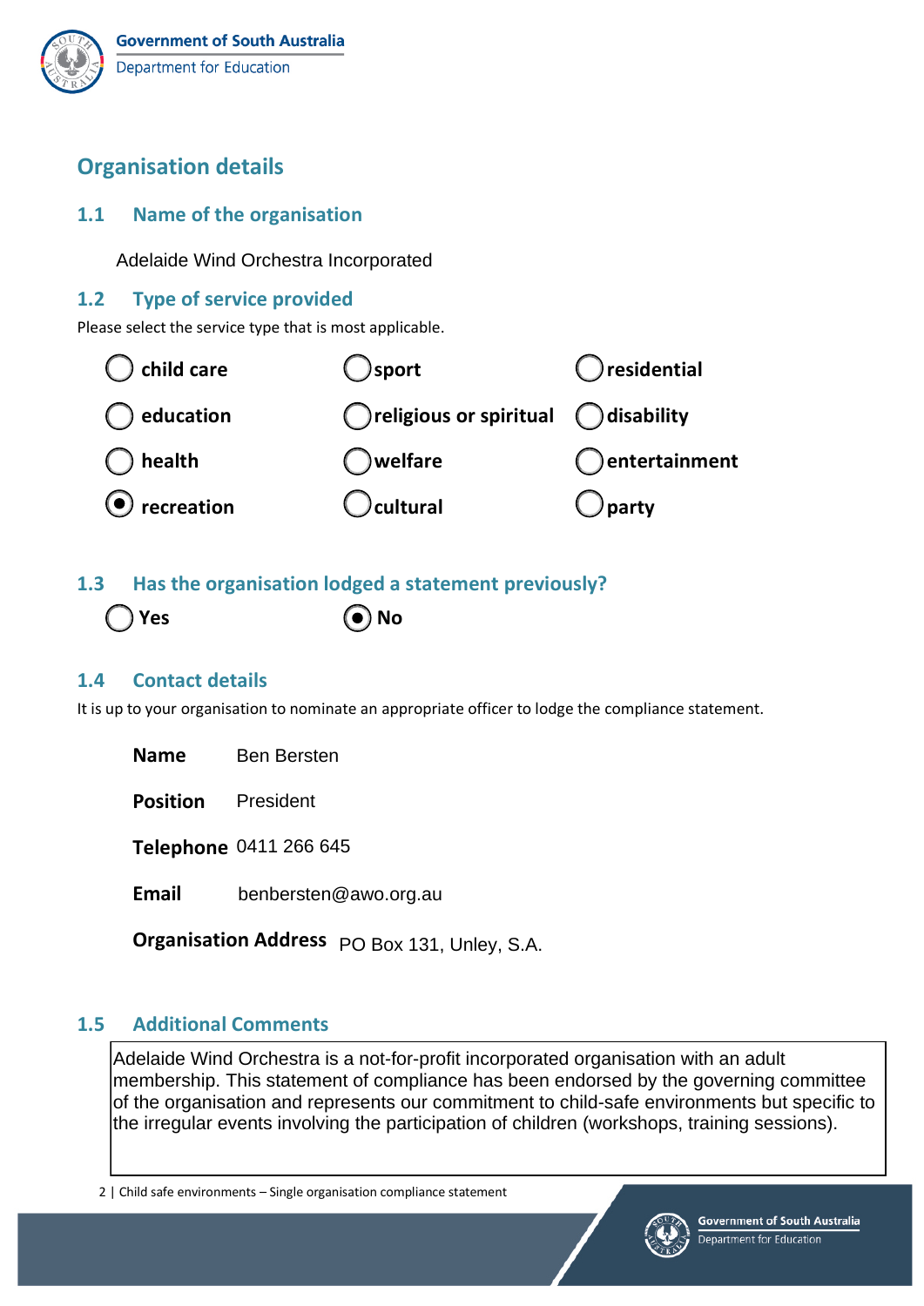## Organisation details

### 1.1 Name of the organisation

Adelaide Wind Orchestra Incorporated

### 1.2 Type of service provided

Please select the service type that is most applicable.

- ○ child care
- ○ sport
- ○ residential
- ○ education
- ○ religious or spiritual
- ○ disability
- ○ health
- ○ welfare
- ○ entertainment
- ◉ recreation
- ○ cultural
- ○ party

### 1.3 Has the organisation lodged a statement previously?

- ○ Yes
- ◉ No

### 1.4 Contact details

It is up to your organisation to nominate an appropriate officer to lodge the compliance statement.

**Name** Ben Bersten

**Position** President

**Telephone** 0411 266 645

**Email** benbersten@awo.org.au

**Organisation Address** PO Box 131, Unley, S.A.

### 1.5 Additional Comments

Adelaide Wind Orchestra is a not-for-profit incorporated organisation with an adult membership. This statement of compliance has been endorsed by the governing committee of the organisation and represents our commitment to child-safe environments but specific to the irregular events involving the participation of children (workshops, training sessions).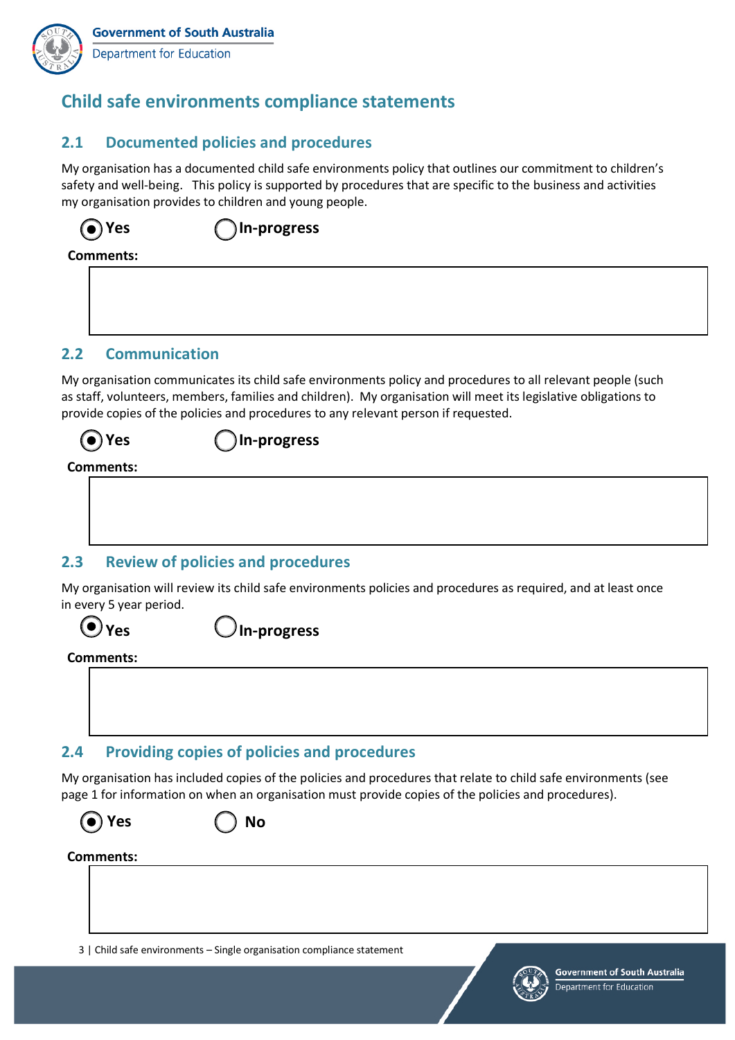# Child safe environments compliance statements

## 2.1 Documented policies and procedures

My organisation has a documented child safe environments policy that outlines our commitment to children's safety and well-being. This policy is supported by procedures that are specific to the business and activities my organisation provides to children and young people.

◉ **Yes** ◯ **In-progress**

**Comments:**

## 2.2 Communication

My organisation communicates its child safe environments policy and procedures to all relevant people (such as staff, volunteers, members, families and children). My organisation will meet its legislative obligations to provide copies of the policies and procedures to any relevant person if requested.

◉ **Yes** ◯ **In-progress**

**Comments:**

## 2.3 Review of policies and procedures

My organisation will review its child safe environments policies and procedures as required, and at least once in every 5 year period.

◉ **Yes** ◯ **In-progress**

**Comments:**

## 2.4 Providing copies of policies and procedures

My organisation has included copies of the policies and procedures that relate to child safe environments (see page 1 for information on when an organisation must provide copies of the policies and procedures).

◉ **Yes** ◯ **No**

**Comments:**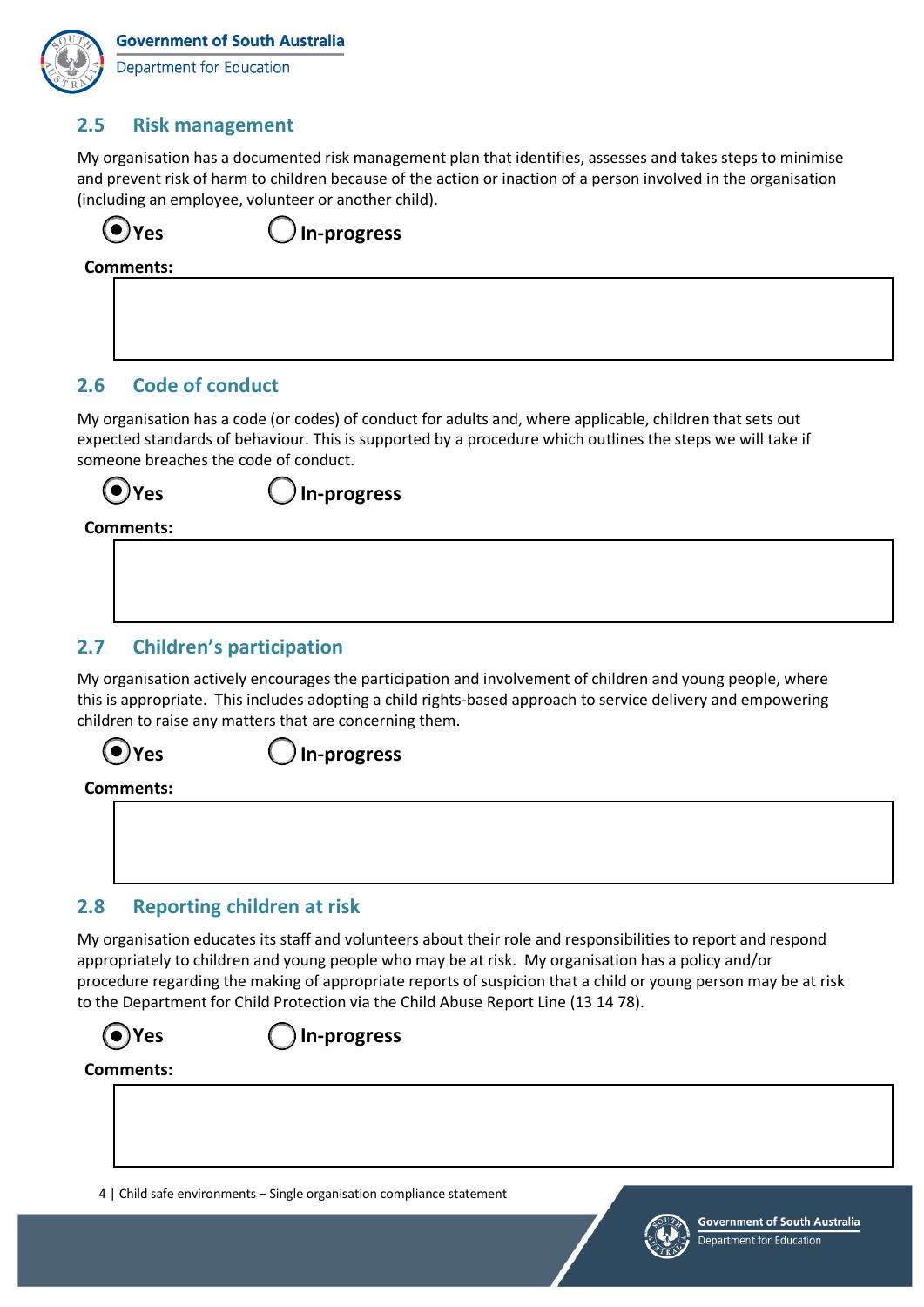## 2.5 Risk management

My organisation has a documented risk management plan that identifies, assesses and takes steps to minimise and prevent risk of harm to children because of the action or inaction of a person involved in the organisation (including an employee, volunteer or another child).

◉ **Yes** ○ **In-progress**

**Comments:**

## 2.6 Code of conduct

My organisation has a code (or codes) of conduct for adults and, where applicable, children that sets out expected standards of behaviour. This is supported by a procedure which outlines the steps we will take if someone breaches the code of conduct.

◉ **Yes** ○ **In-progress**

**Comments:**

## 2.7 Children's participation

My organisation actively encourages the participation and involvement of children and young people, where this is appropriate. This includes adopting a child rights-based approach to service delivery and empowering children to raise any matters that are concerning them.

◉ **Yes** ○ **In-progress**

**Comments:**

## 2.8 Reporting children at risk

My organisation educates its staff and volunteers about their role and responsibilities to report and respond appropriately to children and young people who may be at risk. My organisation has a policy and/or procedure regarding the making of appropriate reports of suspicion that a child or young person may be at risk to the Department for Child Protection via the Child Abuse Report Line (13 14 78).

◉ **Yes** ○ **In-progress**

**Comments:**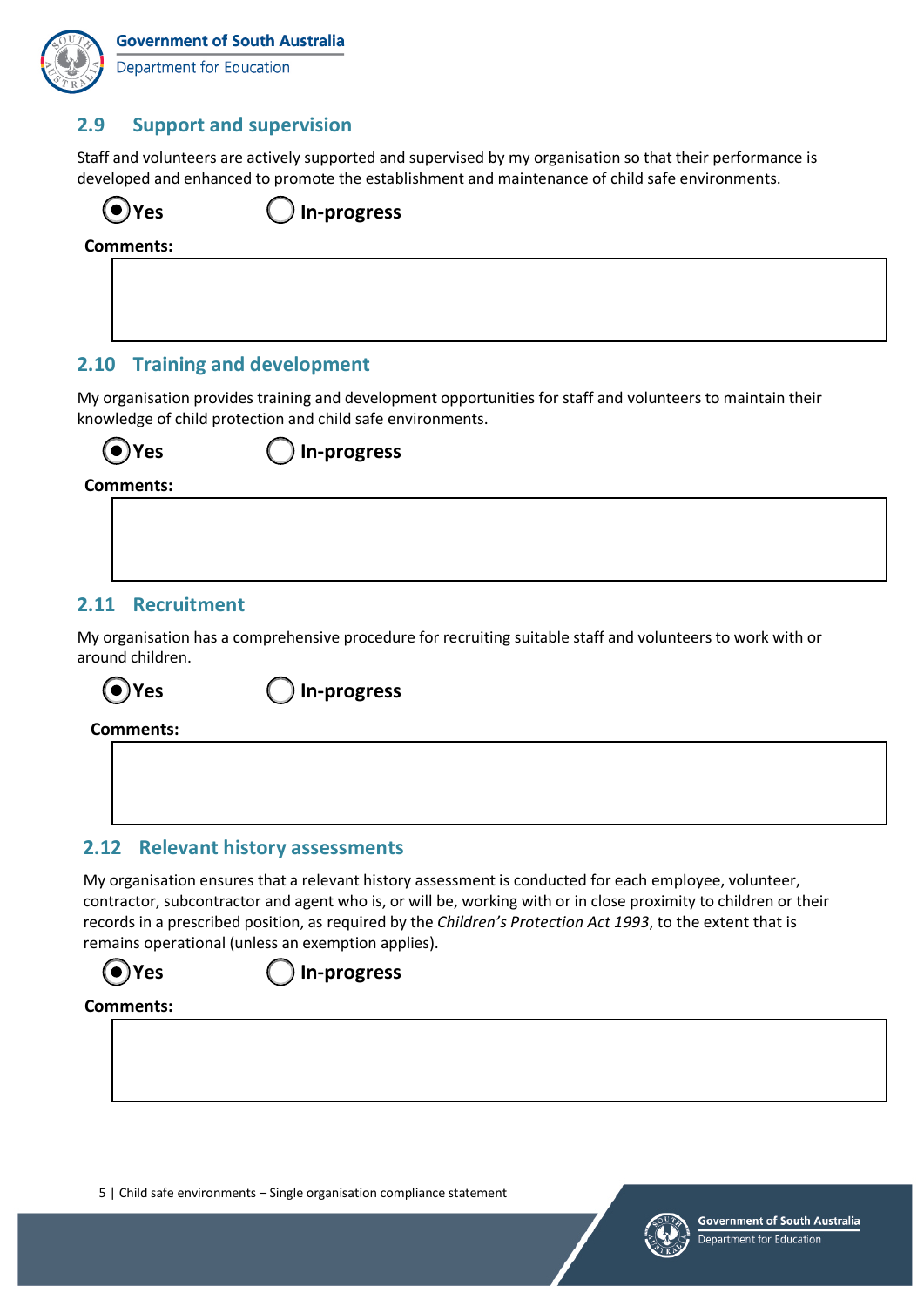## 2.9 Support and supervision

Staff and volunteers are actively supported and supervised by my organisation so that their performance is developed and enhanced to promote the establishment and maintenance of child safe environments.

◉ Yes ◯ In-progress

**Comments:**

## 2.10 Training and development

My organisation provides training and development opportunities for staff and volunteers to maintain their knowledge of child protection and child safe environments.

◉ Yes ◯ In-progress

**Comments:**

## 2.11 Recruitment

My organisation has a comprehensive procedure for recruiting suitable staff and volunteers to work with or around children.

◉ Yes ◯ In-progress

**Comments:**

## 2.12 Relevant history assessments

My organisation ensures that a relevant history assessment is conducted for each employee, volunteer, contractor, subcontractor and agent who is, or will be, working with or in close proximity to children or their records in a prescribed position, as required by the *Children's Protection Act 1993*, to the extent that is remains operational (unless an exemption applies).

◉ Yes ◯ In-progress

**Comments:**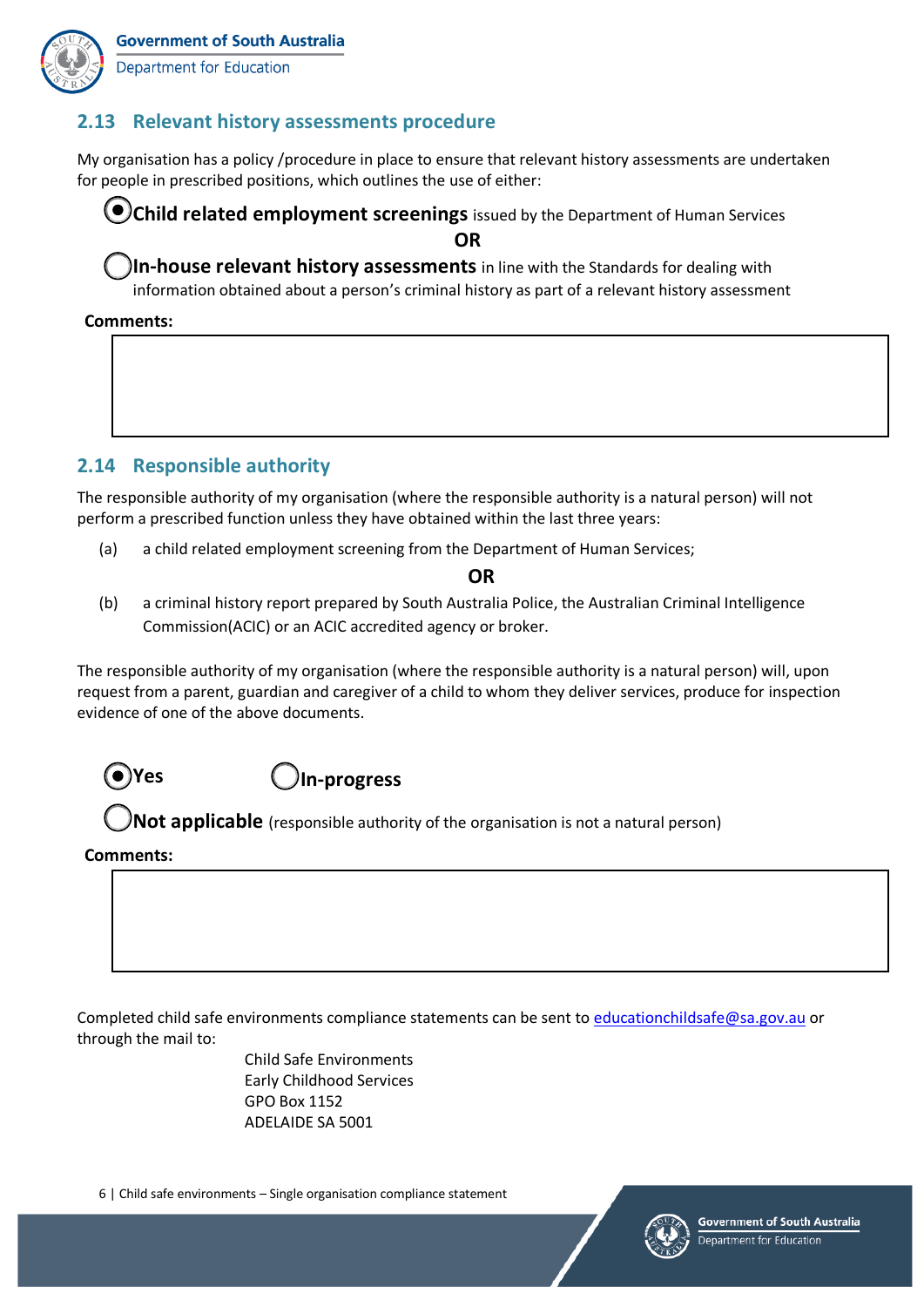## 2.13 Relevant history assessments procedure

My organisation has a policy /procedure in place to ensure that relevant history assessments are undertaken for people in prescribed positions, which outlines the use of either:

- [x] **Child related employment screenings** issued by the Department of Human Services

**OR**

- [ ] **In-house relevant history assessments** in line with the Standards for dealing with information obtained about a person's criminal history as part of a relevant history assessment

**Comments:**

## 2.14 Responsible authority

The responsible authority of my organisation (where the responsible authority is a natural person) will not perform a prescribed function unless they have obtained within the last three years:

(a) a child related employment screening from the Department of Human Services;

**OR**

(b) a criminal history report prepared by South Australia Police, the Australian Criminal Intelligence Commission(ACIC) or an ACIC accredited agency or broker.

The responsible authority of my organisation (where the responsible authority is a natural person) will, upon request from a parent, guardian and caregiver of a child to whom they deliver services, produce for inspection evidence of one of the above documents.

- [x] **Yes**
- [ ] **In-progress**
- [ ] **Not applicable** (responsible authority of the organisation is not a natural person)

**Comments:**

Completed child safe environments compliance statements can be sent to educationchildsafe@sa.gov.au or through the mail to:

Child Safe Environments
Early Childhood Services
GPO Box 1152
ADELAIDE SA 5001